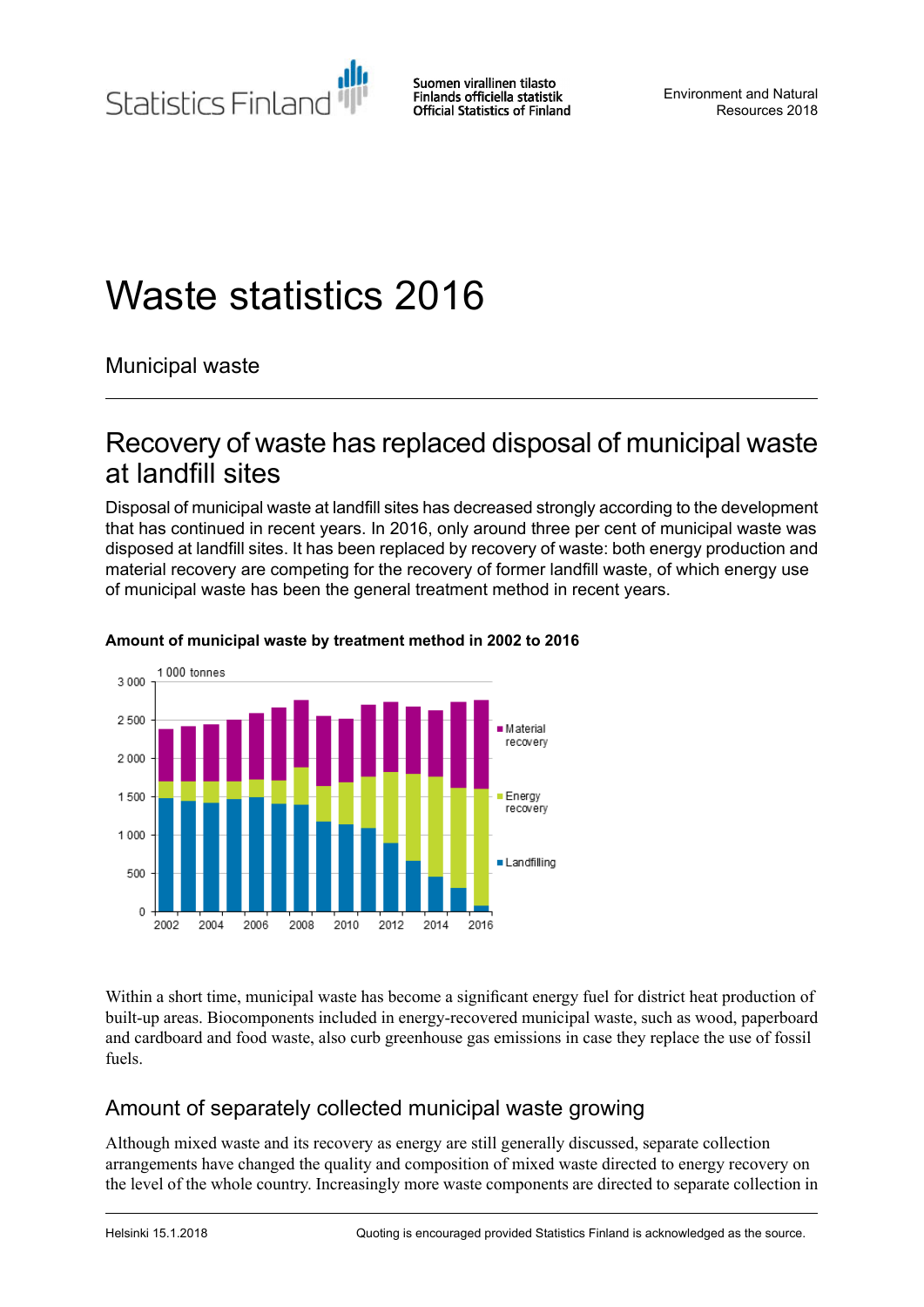Statistics Finland

Suomen virallinen tilasto
Finlands officiella statistik
Official Statistics of Finland

Environment and Natural Resources 2018

# Waste statistics 2016

Municipal waste

## Recovery of waste has replaced disposal of municipal waste at landfill sites

Disposal of municipal waste at landfill sites has decreased strongly according to the development that has continued in recent years. In 2016, only around three per cent of municipal waste was disposed at landfill sites. It has been replaced by recovery of waste: both energy production and material recovery are competing for the recovery of former landfill waste, of which energy use of municipal waste has been the general treatment method in recent years.

**Amount of municipal waste by treatment method in 2002 to 2016**

Within a short time, municipal waste has become a significant energy fuel for district heat production of built-up areas. Biocomponents included in energy-recovered municipal waste, such as wood, paperboard and cardboard and food waste, also curb greenhouse gas emissions in case they replace the use of fossil fuels.

## Amount of separately collected municipal waste growing

Although mixed waste and its recovery as energy are still generally discussed, separate collection arrangements have changed the quality and composition of mixed waste directed to energy recovery on the level of the whole country. Increasingly more waste components are directed to separate collection in

Helsinki 15.1.2018

Quoting is encouraged provided Statistics Finland is acknowledged as the source.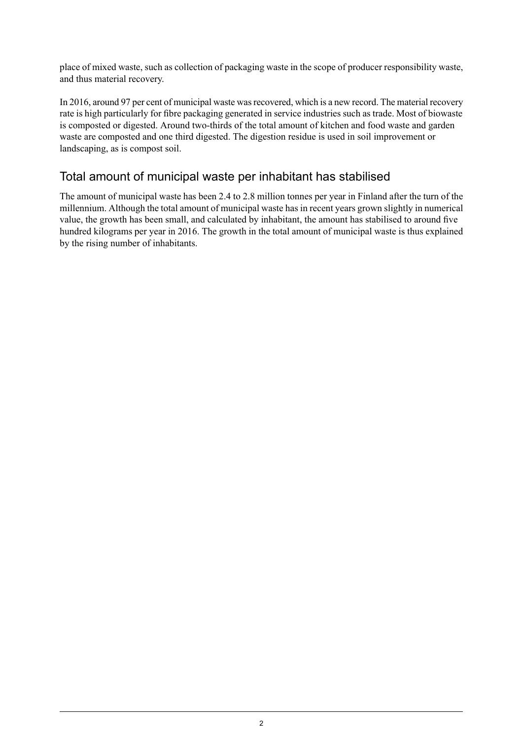place of mixed waste, such as collection of packaging waste in the scope of producer responsibility waste, and thus material recovery.

In 2016, around 97 per cent of municipal waste was recovered, which is a new record. The material recovery rate is high particularly for fibre packaging generated in service industries such as trade. Most of biowaste is composted or digested. Around two-thirds of the total amount of kitchen and food waste and garden waste are composted and one third digested. The digestion residue is used in soil improvement or landscaping, as is compost soil.

## Total amount of municipal waste per inhabitant has stabilised

The amount of municipal waste has been 2.4 to 2.8 million tonnes per year in Finland after the turn of the millennium. Although the total amount of municipal waste has in recent years grown slightly in numerical value, the growth has been small, and calculated by inhabitant, the amount has stabilised to around five hundred kilograms per year in 2016. The growth in the total amount of municipal waste is thus explained by the rising number of inhabitants.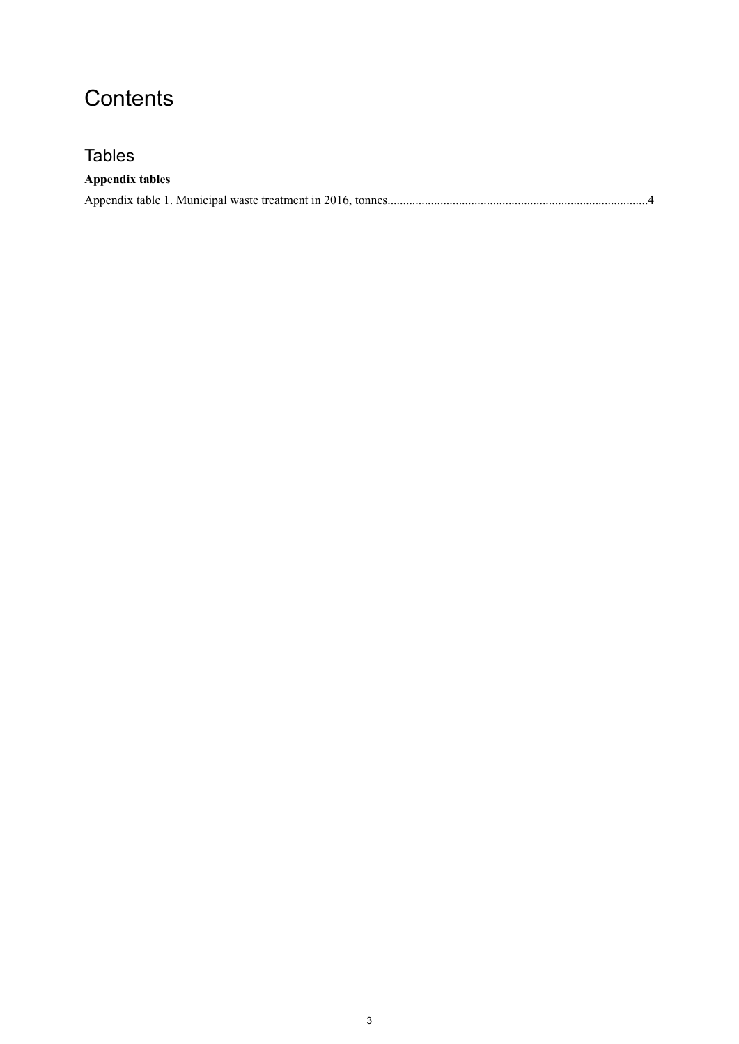# Contents

## Tables

**Appendix tables**

Appendix table 1. Municipal waste treatment in 2016, tonnes....................................................................................4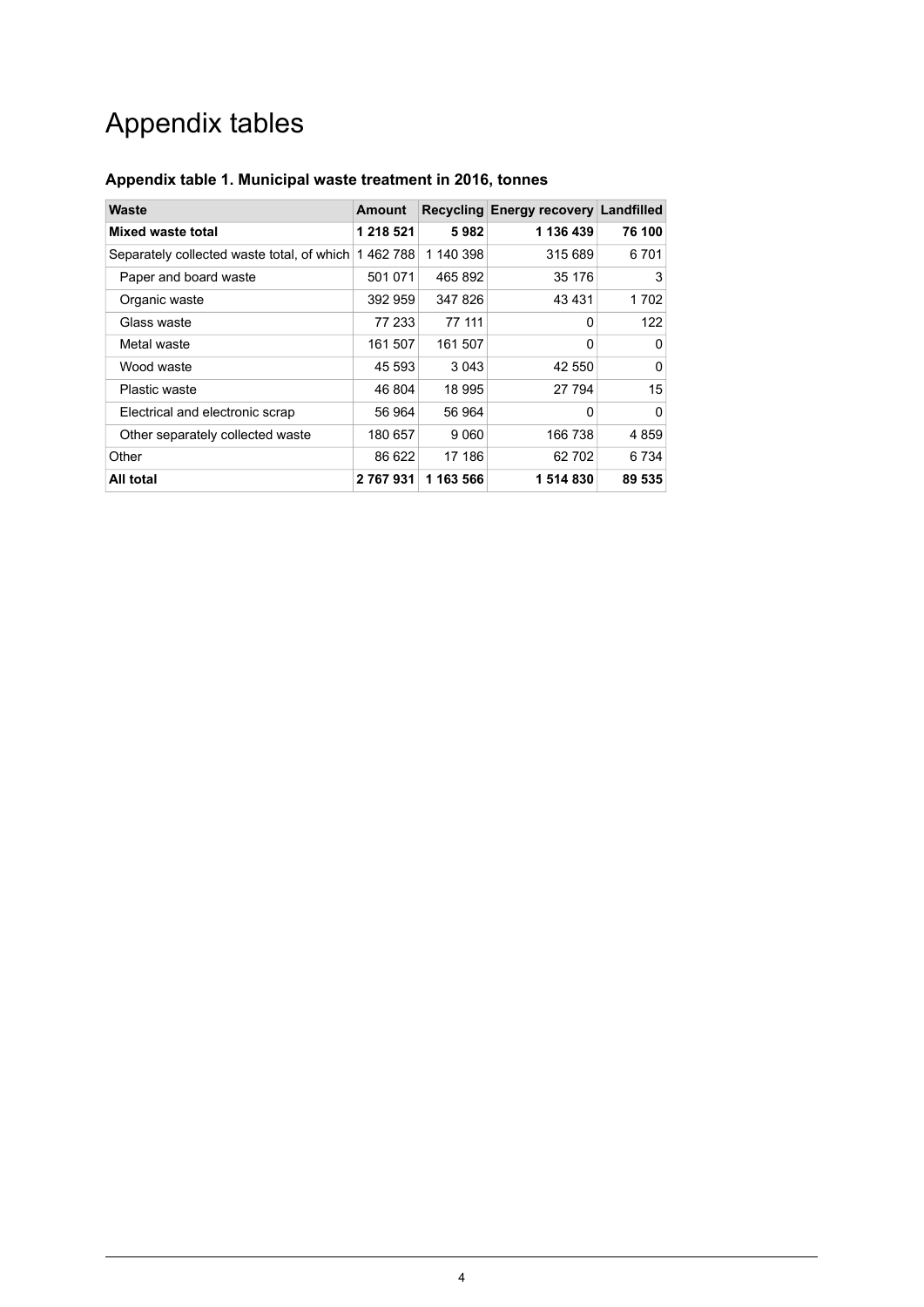# Appendix tables

### Appendix table 1. Municipal waste treatment in 2016, tonnes

| Waste | Amount | Recycling | Energy recovery | Landfilled |
|---|---|---|---|---|
| **Mixed waste total** | **1 218 521** | **5 982** | **1 136 439** | **76 100** |
| Separately collected waste total, of which | 1 462 788 | 1 140 398 | 315 689 | 6 701 |
| Paper and board waste | 501 071 | 465 892 | 35 176 | 3 |
| Organic waste | 392 959 | 347 826 | 43 431 | 1 702 |
| Glass waste | 77 233 | 77 111 | 0 | 122 |
| Metal waste | 161 507 | 161 507 | 0 | 0 |
| Wood waste | 45 593 | 3 043 | 42 550 | 0 |
| Plastic waste | 46 804 | 18 995 | 27 794 | 15 |
| Electrical and electronic scrap | 56 964 | 56 964 | 0 | 0 |
| Other separately collected waste | 180 657 | 9 060 | 166 738 | 4 859 |
| Other | 86 622 | 17 186 | 62 702 | 6 734 |
| **All total** | **2 767 931** | **1 163 566** | **1 514 830** | **89 535** |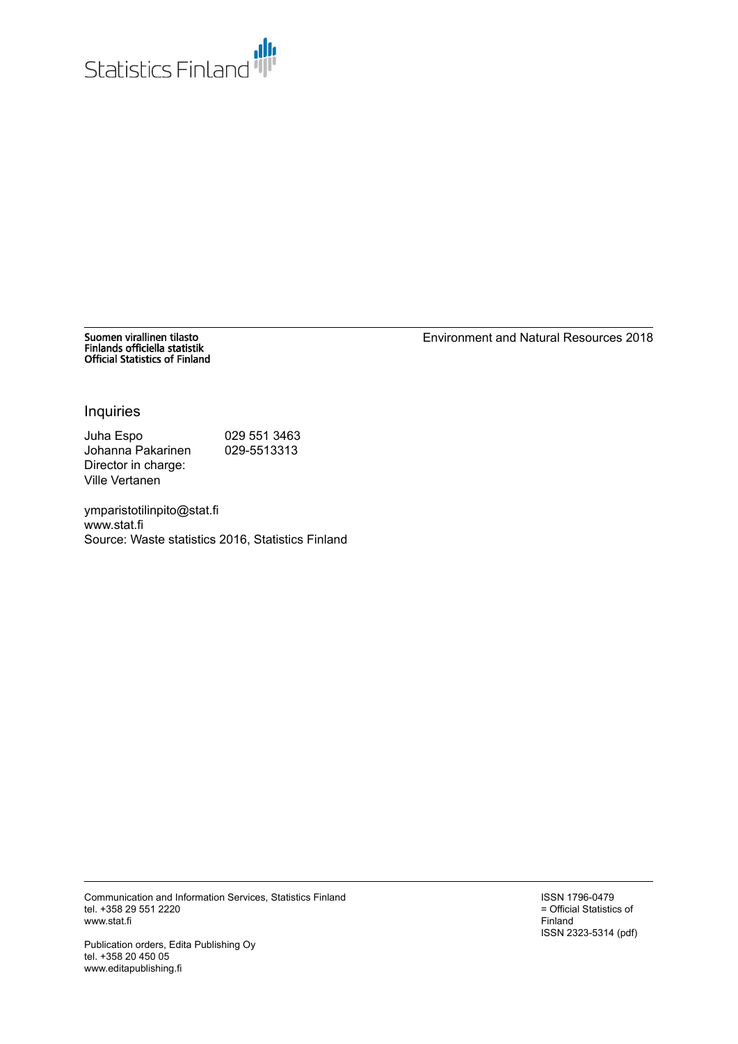Statistics Finland

Suomen virallinen tilasto
Finlands officiella statistik
Official Statistics of Finland

Environment and Natural Resources 2018

## Inquiries

| | |
|---|---|
| Juha Espo | 029 551 3463 |
| Johanna Pakarinen | 029-5513313 |
| Director in charge: | |
| Ville Vertanen | |

ymparistotilinpito@stat.fi
www.stat.fi
Source: Waste statistics 2016, Statistics Finland

Communication and Information Services, Statistics Finland
tel. +358 29 551 2220
www.stat.fi

Publication orders, Edita Publishing Oy
tel. +358 20 450 05
www.editapublishing.fi

ISSN 1796-0479
= Official Statistics of Finland
ISSN 2323-5314 (pdf)